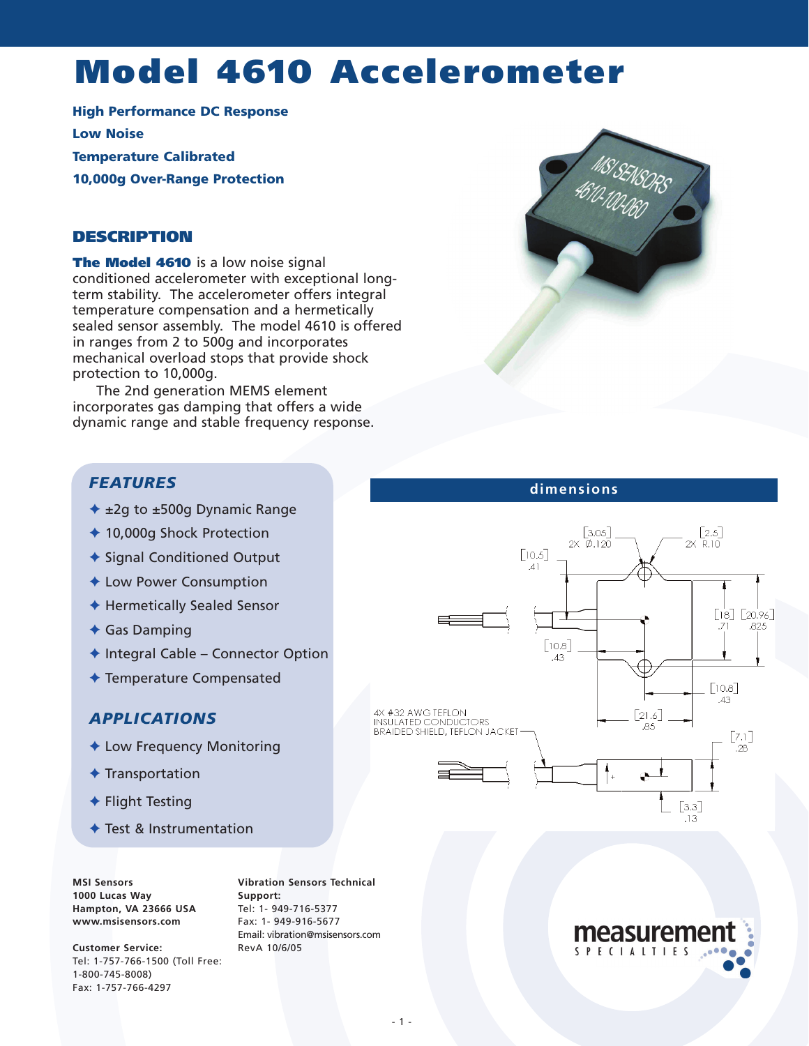# Model 4610 Accelerometer

**High Performance DC Response**
**Low Noise**
**Temperature Calibrated**
**10,000g Over-Range Protection**

## DESCRIPTION

**The Model 4610** is a low noise signal conditioned accelerometer with exceptional long-term stability. The accelerometer offers integral temperature compensation and a hermetically sealed sensor assembly. The model 4610 is offered in ranges from 2 to 500g and incorporates mechanical overload stops that provide shock protection to 10,000g.

The 2nd generation MEMS element incorporates gas damping that offers a wide dynamic range and stable frequency response.

## *FEATURES*

- ±2g to ±500g Dynamic Range
- 10,000g Shock Protection
- Signal Conditioned Output
- Low Power Consumption
- Hermetically Sealed Sensor
- Gas Damping
- Integral Cable – Connector Option
- Temperature Compensated

## *APPLICATIONS*

- Low Frequency Monitoring
- Transportation
- Flight Testing
- Test & Instrumentation

## dimensions

[3.05] 2X Ø.120
[2.5] 2X R.10
[10.5] .41
[18] .71
[20.96] .825
[10.8] .43
[10.8] .43
[21.6] .85
4X #32 AWG TEFLON INSULATED CONDUCTORS BRAIDED SHIELD, TEFLON JACKET
[7.1] .28
[3.3] .13

**MSI Sensors**
**1000 Lucas Way**
**Hampton, VA 23666 USA**
**www.msisensors.com**

**Customer Service:**
Tel: 1-757-766-1500 (Toll Free: 1-800-745-8008)
Fax: 1-757-766-4297

**Vibration Sensors Technical Support:**
Tel: 1- 949-716-5377
Fax: 1- 949-916-5677
Email: vibration@msisensors.com
RevA 10/6/05

measurement SPECIALTIES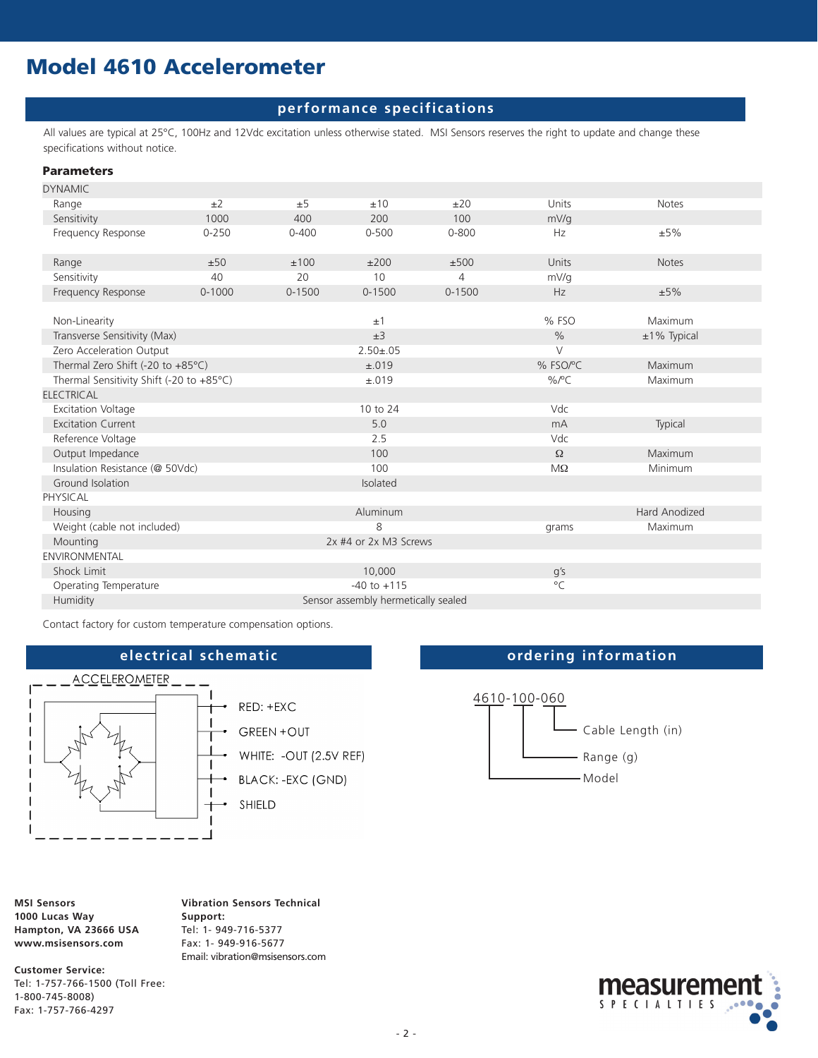# Model 4610 Accelerometer

## performance specifications

All values are typical at 25°C, 100Hz and 12Vdc excitation unless otherwise stated. MSI Sensors reserves the right to update and change these specifications without notice.

**Parameters**

| | | | | | | |
|---|---|---|---|---|---|---|
| DYNAMIC | | | | | | |
| Range | ±2 | ±5 | ±10 | ±20 | Units | Notes |
| Sensitivity | 1000 | 400 | 200 | 100 | mV/g | |
| Frequency Response | 0-250 | 0-400 | 0-500 | 0-800 | Hz | ±5% |
| | | | | | | |
| Range | ±50 | ±100 | ±200 | ±500 | Units | Notes |
| Sensitivity | 40 | 20 | 10 | 4 | mV/g | |
| Frequency Response | 0-1000 | 0-1500 | 0-1500 | 0-1500 | Hz | ±5% |
| | | | | | | |
| Non-Linearity | | | ±1 | | % FSO | Maximum |
| Transverse Sensitivity (Max) | | | ±3 | | % | ±1% Typical |
| Zero Acceleration Output | | | 2.50±.05 | | V | |
| Thermal Zero Shift (-20 to +85°C) | | | ±.019 | | % FSO/°C | Maximum |
| Thermal Sensitivity Shift (-20 to +85°C) | | | ±.019 | | %/°C | Maximum |
| ELECTRICAL | | | | | | |
| Excitation Voltage | | | 10 to 24 | | Vdc | |
| Excitation Current | | | 5.0 | | mA | Typical |
| Reference Voltage | | | 2.5 | | Vdc | |
| Output Impedance | | | 100 | | Ω | Maximum |
| Insulation Resistance (@ 50Vdc) | | | 100 | | MΩ | Minimum |
| Ground Isolation | | | Isolated | | | |
| PHYSICAL | | | | | | |
| Housing | | | Aluminum | | | Hard Anodized |
| Weight (cable not included) | | | 8 | | grams | Maximum |
| Mounting | | | 2x #4 or 2x M3 Screws | | | |
| ENVIRONMENTAL | | | | | | |
| Shock Limit | | | 10,000 | | g's | |
| Operating Temperature | | | -40 to +115 | | °C | |
| Humidity | | | Sensor assembly hermetically sealed | | | |

Contact factory for custom temperature compensation options.

## electrical schematic

ACCELEROMETER

RED: +EXC

GREEN +OUT

WHITE: -OUT (2.5V REF)

BLACK: -EXC (GND)

SHIELD

## ordering information

4610-100-060

Cable Length (in)

Range (g)

Model

**MSI Sensors**
**1000 Lucas Way**
**Hampton, VA 23666 USA**
**www.msisensors.com**

**Customer Service:**
Tel: 1-757-766-1500 (Toll Free: 1-800-745-8008)
Fax: 1-757-766-4297

**Vibration Sensors Technical Support:**
Tel: 1- 949-716-5377
Fax: 1- 949-916-5677
Email: vibration@msisensors.com

measurement SPECIALTIES